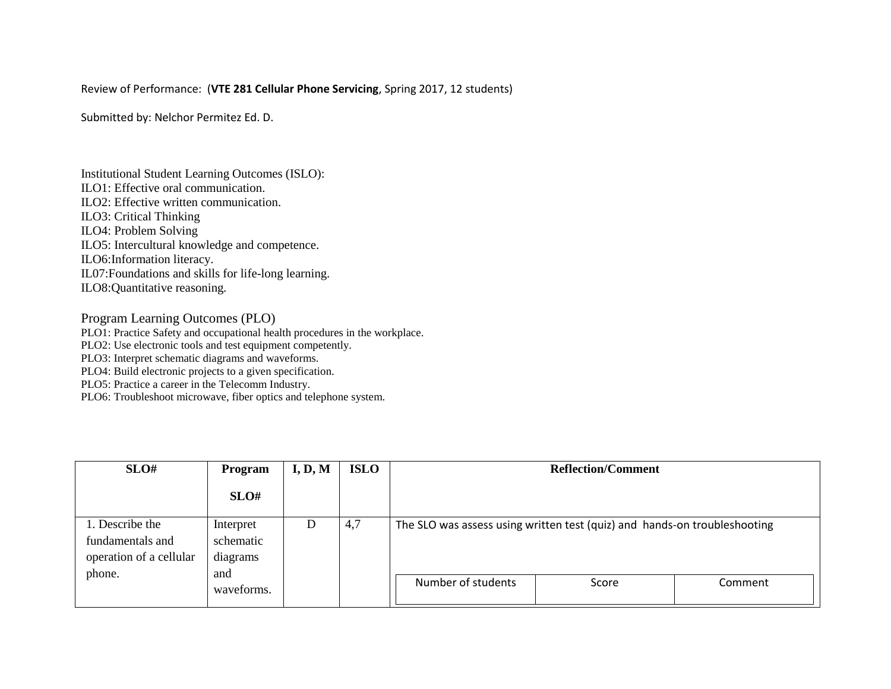Review of Performance: (**VTE 281 Cellular Phone Servicing**, Spring 2017, 12 students)

Submitted by: Nelchor Permitez Ed. D.

Institutional Student Learning Outcomes (ISLO):
ILO1: Effective oral communication.
ILO2: Effective written communication.
ILO3: Critical Thinking
ILO4: Problem Solving
ILO5: Intercultural knowledge and competence.
ILO6:Information literacy.
IL07:Foundations and skills for life-long learning.
ILO8:Quantitative reasoning.

Program Learning Outcomes (PLO)
PLO1: Practice Safety and occupational health procedures in the workplace.
PLO2: Use electronic tools and test equipment competently.
PLO3: Interpret schematic diagrams and waveforms.
PLO4: Build electronic projects to a given specification.
PLO5: Practice a career in the Telecomm Industry.
PLO6: Troubleshoot microwave, fiber optics and telephone system.

| SLO# | Program SLO# | I, D, M | ISLO | Reflection/Comment | | |
|---|---|---|---|---|---|---|
| 1. Describe the fundamentals and operation of a cellular phone. | Interpret schematic diagrams and waveforms. | D | 4,7 | The SLO was assess using written test (quiz) and hands-on troubleshooting | | |
| | | | | Number of students | Score | Comment |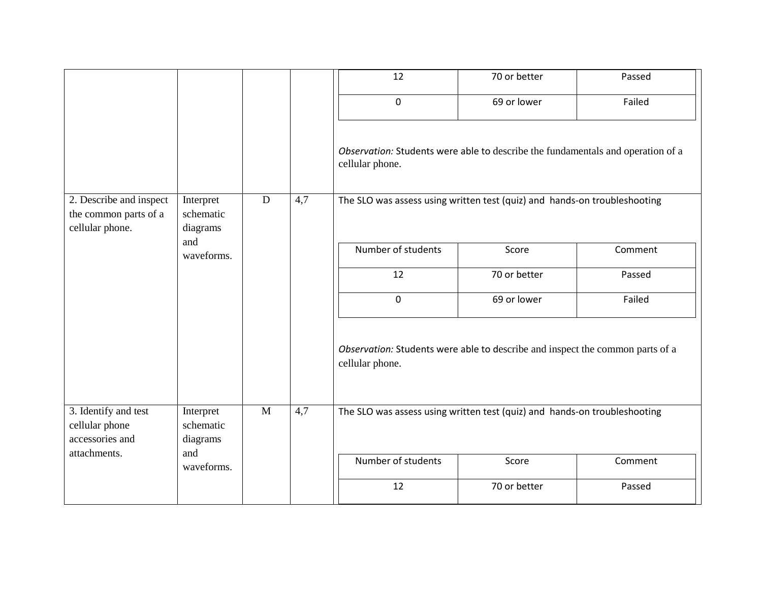| | | | | |
|---|---|---|---|---|
| | | | | \| 12 \| 70 or better \| Passed \|<br>\| 0 \| 69 or lower \| Failed \|<br><br>*Observation:* Students were able to describe the fundamentals and operation of a cellular phone. |
| 2. Describe and inspect the common parts of a cellular phone. | Interpret schematic diagrams and waveforms. | D | 4,7 | The SLO was assess using written test (quiz) and hands-on troubleshooting<br><br>\| Number of students \| Score \| Comment \|<br>\| 12 \| 70 or better \| Passed \|<br>\| 0 \| 69 or lower \| Failed \|<br><br>*Observation:* Students were able to describe and inspect the common parts of a cellular phone. |
| 3. Identify and test cellular phone accessories and attachments. | Interpret schematic diagrams and waveforms. | M | 4,7 | The SLO was assess using written test (quiz) and hands-on troubleshooting<br><br>\| Number of students \| Score \| Comment \|<br>\| 12 \| 70 or better \| Passed \| |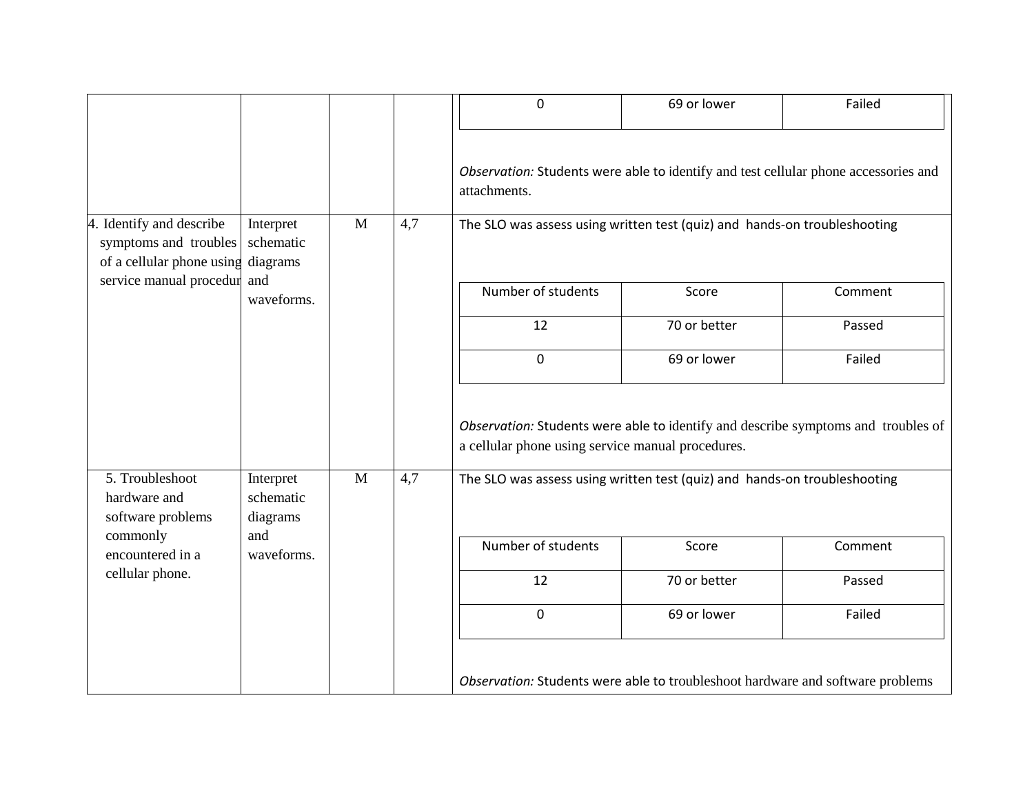| | | | | | | |
|---|---|---|---|---|---|---|
| | | | | 0 | 69 or lower | Failed |
| | | | | *Observation:* Students were able to identify and test cellular phone accessories and attachments. | | |
| 4. Identify and describe symptoms and troubles of a cellular phone using service manual procedur | Interpret schematic diagrams and waveforms. | M | 4,7 | The SLO was assess using written test (quiz) and hands-on troubleshooting | | |
| | | | | Number of students | Score | Comment |
| | | | | 12 | 70 or better | Passed |
| | | | | 0 | 69 or lower | Failed |
| | | | | *Observation:* Students were able to identify and describe symptoms and troubles of a cellular phone using service manual procedures. | | |
| 5. Troubleshoot hardware and software problems commonly encountered in a cellular phone. | Interpret schematic diagrams and waveforms. | M | 4,7 | The SLO was assess using written test (quiz) and hands-on troubleshooting | | |
| | | | | Number of students | Score | Comment |
| | | | | 12 | 70 or better | Passed |
| | | | | 0 | 69 or lower | Failed |
| | | | | *Observation:* Students were able to troubleshoot hardware and software problems | | |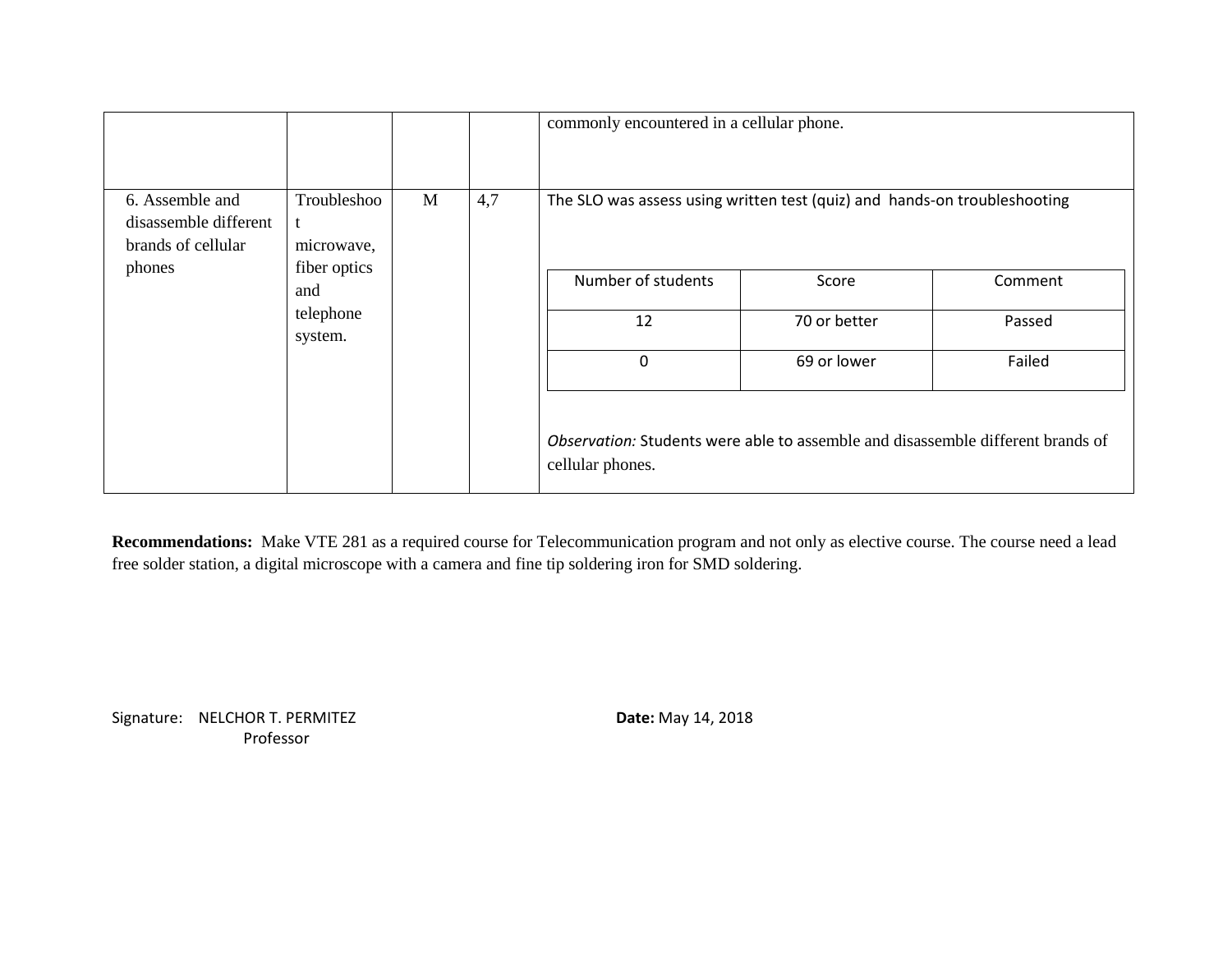| | | | | |
|---|---|---|---|---|
| | | | | commonly encountered in a cellular phone. |
| 6. Assemble and disassemble different brands of cellular phones | Troubleshoot microwave, fiber optics and telephone system. | M | 4,7 | The SLO was assess using written test (quiz) and hands-on troubleshooting<br><br>Number of students \| Score \| Comment<br>12 \| 70 or better \| Passed<br>0 \| 69 or lower \| Failed<br><br>*Observation:* Students were able to assemble and disassemble different brands of cellular phones. |

**Recommendations:** Make VTE 281 as a required course for Telecommunication program and not only as elective course. The course need a lead free solder station, a digital microscope with a camera and fine tip soldering iron for SMD soldering.

Signature: NELCHOR T. PERMITEZ
Professor

**Date:** May 14, 2018